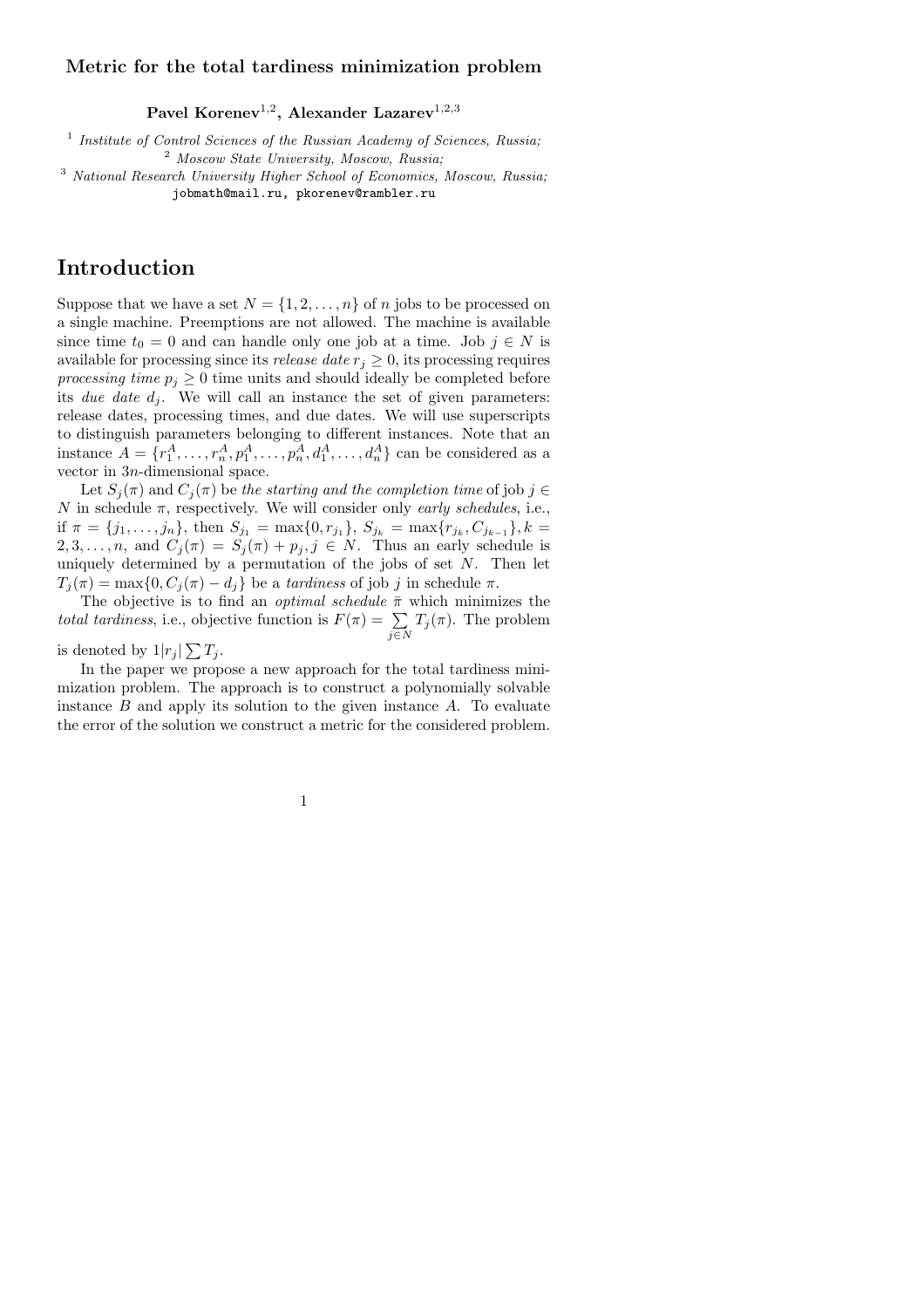**Metric for the total tardiness minimization problem**

**Pavel Korenev[1,2], Alexander Lazarev[1,2,3]**

[1] *Institute of Control Sciences of the Russian Academy of Sciences, Russia;*
[2] *Moscow State University, Moscow, Russia;*
[3] *National Research University Higher School of Economics, Moscow, Russia;*
jobmath@mail.ru, pkorenev@rambler.ru

# Introduction

Suppose that we have a set $N = \{1, 2, \ldots, n\}$ of $n$ jobs to be processed on a single machine. Preemptions are not allowed. The machine is available since time $t_0 = 0$ and can handle only one job at a time. Job $j \in N$ is available for processing since its *release date* $r_j \geq 0$, its processing requires *processing time* $p_j \geq 0$ time units and should ideally be completed before its *due date* $d_j$. We will call an instance the set of given parameters: release dates, processing times, and due dates. We will use superscripts to distinguish parameters belonging to different instances. Note that an instance $A = \{r_1^A, \ldots, r_n^A, p_1^A, \ldots, p_n^A, d_1^A, \ldots, d_n^A\}$ can be considered as a vector in $3n$-dimensional space.

Let $S_j(\pi)$ and $C_j(\pi)$ be *the starting and the completion time* of job $j \in N$ in schedule $\pi$, respectively. We will consider only *early schedules*, i.e., if $\pi = \{j_1, \ldots, j_n\}$, then $S_{j_1} = \max\{0, r_{j_1}\}$, $S_{j_k} = \max\{r_{j_k}, C_{j_{k-1}}\}, k = 2, 3, \ldots, n$, and $C_j(\pi) = S_j(\pi) + p_j, j \in N$. Thus an early schedule is uniquely determined by a permutation of the jobs of set $N$. Then let $T_j(\pi) = \max\{0, C_j(\pi) - d_j\}$ be a *tardiness* of job $j$ in schedule $\pi$.

The objective is to find an *optimal schedule* $\bar{\pi}$ which minimizes the *total tardiness*, i.e., objective function is $F(\pi) = \sum\limits_{j \in N} T_j(\pi)$. The problem is denoted by $1|r_j|\sum T_j$.

In the paper we propose a new approach for the total tardiness minimization problem. The approach is to construct a polynomially solvable instance $B$ and apply its solution to the given instance $A$. To evaluate the error of the solution we construct a metric for the considered problem.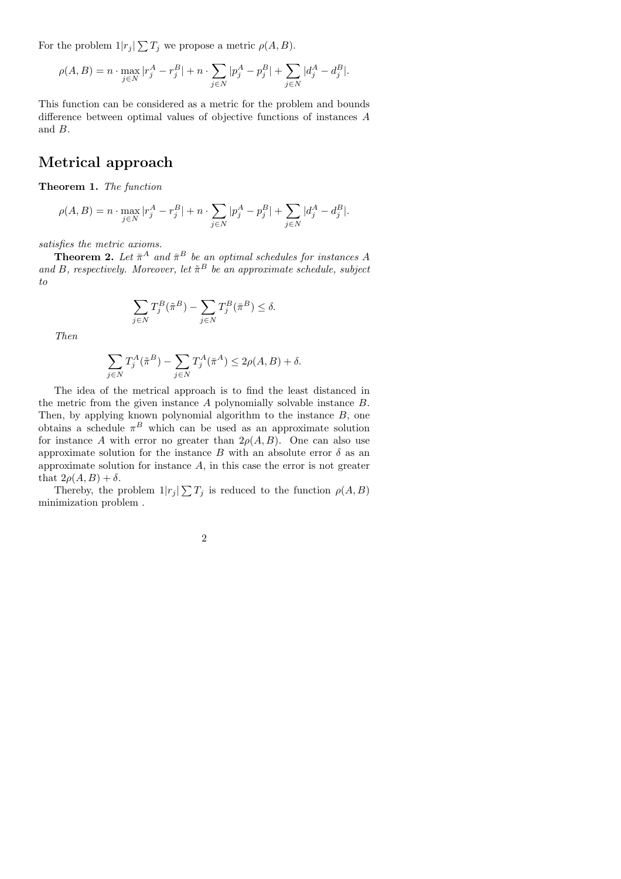For the problem $1|r_j|\sum T_j$ we propose a metric $\rho(A,B)$.

$$\rho(A,B) = n \cdot \max_{j \in N} |r_j^A - r_j^B| + n \cdot \sum_{j \in N} |p_j^A - p_j^B| + \sum_{j \in N} |d_j^A - d_j^B|.$$

This function can be considered as a metric for the problem and bounds difference between optimal values of objective functions of instances $A$ and $B$.

## Metrical approach

**Theorem 1.** *The function*

$$\rho(A,B) = n \cdot \max_{j \in N} |r_j^A - r_j^B| + n \cdot \sum_{j \in N} |p_j^A - p_j^B| + \sum_{j \in N} |d_j^A - d_j^B|.$$

*satisfies the metric axioms.*

**Theorem 2.** *Let $\bar{\pi}^A$ and $\bar{\pi}^B$ be an optimal schedules for instances $A$ and $B$, respectively. Moreover, let $\tilde{\pi}^B$ be an approximate schedule, subject to*

$$\sum_{j \in N} T_j^B(\tilde{\pi}^B) - \sum_{j \in N} T_j^B(\bar{\pi}^B) \le \delta.$$

*Then*

$$\sum_{j \in N} T_j^A(\tilde{\pi}^B) - \sum_{j \in N} T_j^A(\bar{\pi}^A) \le 2\rho(A,B) + \delta.$$

The idea of the metrical approach is to find the least distanced in the metric from the given instance $A$ polynomially solvable instance $B$. Then, by applying known polynomial algorithm to the instance $B$, one obtains a schedule $\pi^B$ which can be used as an approximate solution for instance $A$ with error no greater than $2\rho(A,B)$. One can also use approximate solution for the instance $B$ with an absolute error $\delta$ as an approximate solution for instance $A$, in this case the error is not greater that $2\rho(A,B) + \delta$.

Thereby, the problem $1|r_j|\sum T_j$ is reduced to the function $\rho(A,B)$ minimization problem .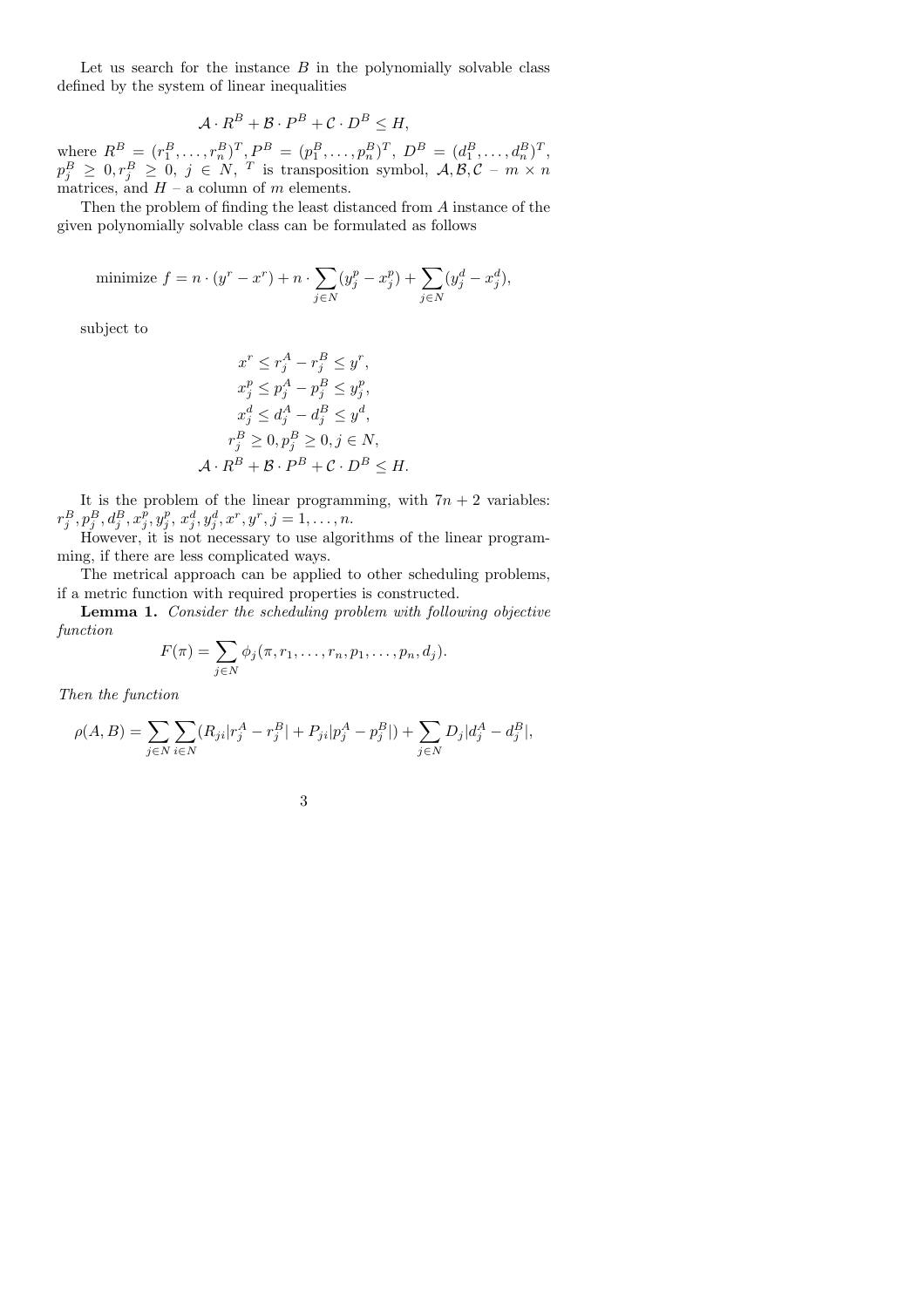Let us search for the instance $B$ in the polynomially solvable class defined by the system of linear inequalities

$$\mathcal{A} \cdot R^B + \mathcal{B} \cdot P^B + \mathcal{C} \cdot D^B \leq H,$$

where $R^B = (r_1^B, \ldots, r_n^B)^T, P^B = (p_1^B, \ldots, p_n^B)^T$, $D^B = (d_1^B, \ldots, d_n^B)^T$, $p_j^B \geq 0, r_j^B \geq 0$, $j \in N$, $^T$ is transposition symbol, $\mathcal{A}, \mathcal{B}, \mathcal{C}$ – $m \times n$ matrices, and $H$ – a column of $m$ elements.

Then the problem of finding the least distanced from $A$ instance of the given polynomially solvable class can be formulated as follows

$$\text{minimize } f = n \cdot (y^r - x^r) + n \cdot \sum_{j \in N} (y_j^p - x_j^p) + \sum_{j \in N} (y_j^d - x_j^d),$$

subject to

$$\begin{gathered} x^r \leq r_j^A - r_j^B \leq y^r, \\ x_j^p \leq p_j^A - p_j^B \leq y_j^p, \\ x_j^d \leq d_j^A - d_j^B \leq y^d, \\ r_j^B \geq 0, p_j^B \geq 0, j \in N, \\ \mathcal{A} \cdot R^B + \mathcal{B} \cdot P^B + \mathcal{C} \cdot D^B \leq H. \end{gathered}$$

It is the problem of the linear programming, with $7n + 2$ variables: $r_j^B, p_j^B, d_j^B, x_j^p, y_j^p, x_j^d, y_j^d, x^r, y^r, j = 1, \ldots, n$.

However, it is not necessary to use algorithms of the linear programming, if there are less complicated ways.

The metrical approach can be applied to other scheduling problems, if a metric function with required properties is constructed.

**Lemma 1.** *Consider the scheduling problem with following objective function*

$$F(\pi) = \sum_{j \in N} \phi_j(\pi, r_1, \ldots, r_n, p_1, \ldots, p_n, d_j).$$

*Then the function*

$$\rho(A, B) = \sum_{j \in N} \sum_{i \in N} (R_{ji} |r_j^A - r_j^B| + P_{ji} |p_j^A - p_j^B|) + \sum_{j \in N} D_j |d_j^A - d_j^B|,$$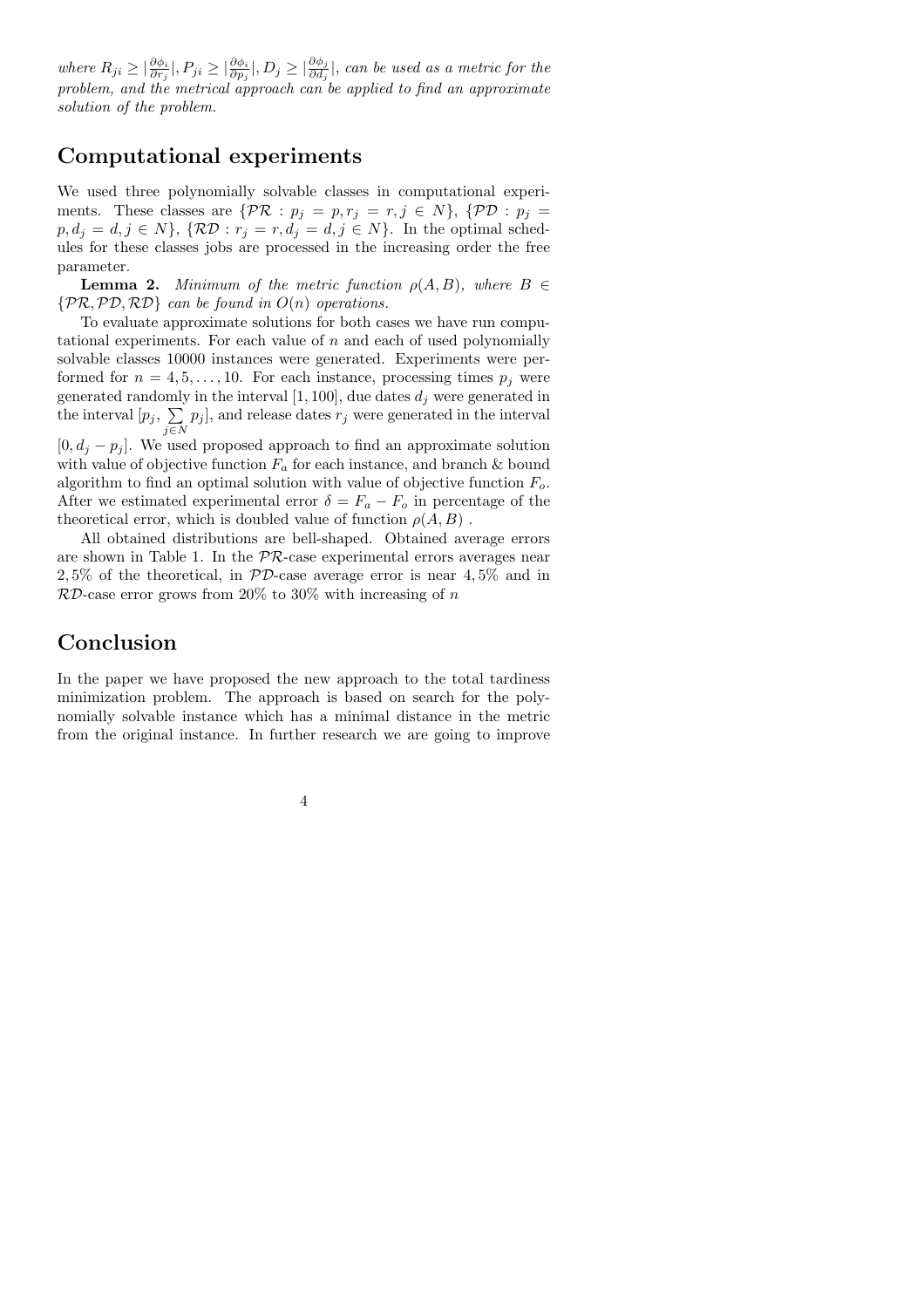*where $R_{ji} \geq |\frac{\partial \phi_i}{\partial r_j}|, P_{ji} \geq |\frac{\partial \phi_i}{\partial p_j}|, D_j \geq |\frac{\partial \phi_j}{\partial d_j}|$, can be used as a metric for the problem, and the metrical approach can be applied to find an approximate solution of the problem.*

## Computational experiments

We used three polynomially solvable classes in computational experiments. These classes are $\{\mathcal{PR} : p_j = p, r_j = r, j \in N\}$, $\{\mathcal{PD} : p_j = p, d_j = d, j \in N\}$, $\{\mathcal{RD} : r_j = r, d_j = d, j \in N\}$. In the optimal schedules for these classes jobs are processed in the increasing order the free parameter.

**Lemma 2.** *Minimum of the metric function $\rho(A, B)$, where $B \in \{\mathcal{PR}, \mathcal{PD}, \mathcal{RD}\}$ can be found in $O(n)$ operations.*

To evaluate approximate solutions for both cases we have run computational experiments. For each value of $n$ and each of used polynomially solvable classes 10000 instances were generated. Experiments were performed for $n = 4, 5, \ldots, 10$. For each instance, processing times $p_j$ were generated randomly in the interval $[1, 100]$, due dates $d_j$ were generated in the interval $[p_j, \sum_{j \in N} p_j]$, and release dates $r_j$ were generated in the interval $[0, d_j - p_j]$. We used proposed approach to find an approximate solution with value of objective function $F_a$ for each instance, and branch & bound algorithm to find an optimal solution with value of objective function $F_o$. After we estimated experimental error $\delta = F_a - F_o$ in percentage of the theoretical error, which is doubled value of function $\rho(A, B)$ .

All obtained distributions are bell-shaped. Obtained average errors are shown in Table 1. In the $\mathcal{PR}$-case experimental errors averages near $2,5\%$ of the theoretical, in $\mathcal{PD}$-case average error is near $4,5\%$ and in $\mathcal{RD}$-case error grows from $20\%$ to $30\%$ with increasing of $n$

## Conclusion

In the paper we have proposed the new approach to the total tardiness minimization problem. The approach is based on search for the polynomially solvable instance which has a minimal distance in the metric from the original instance. In further research we are going to improve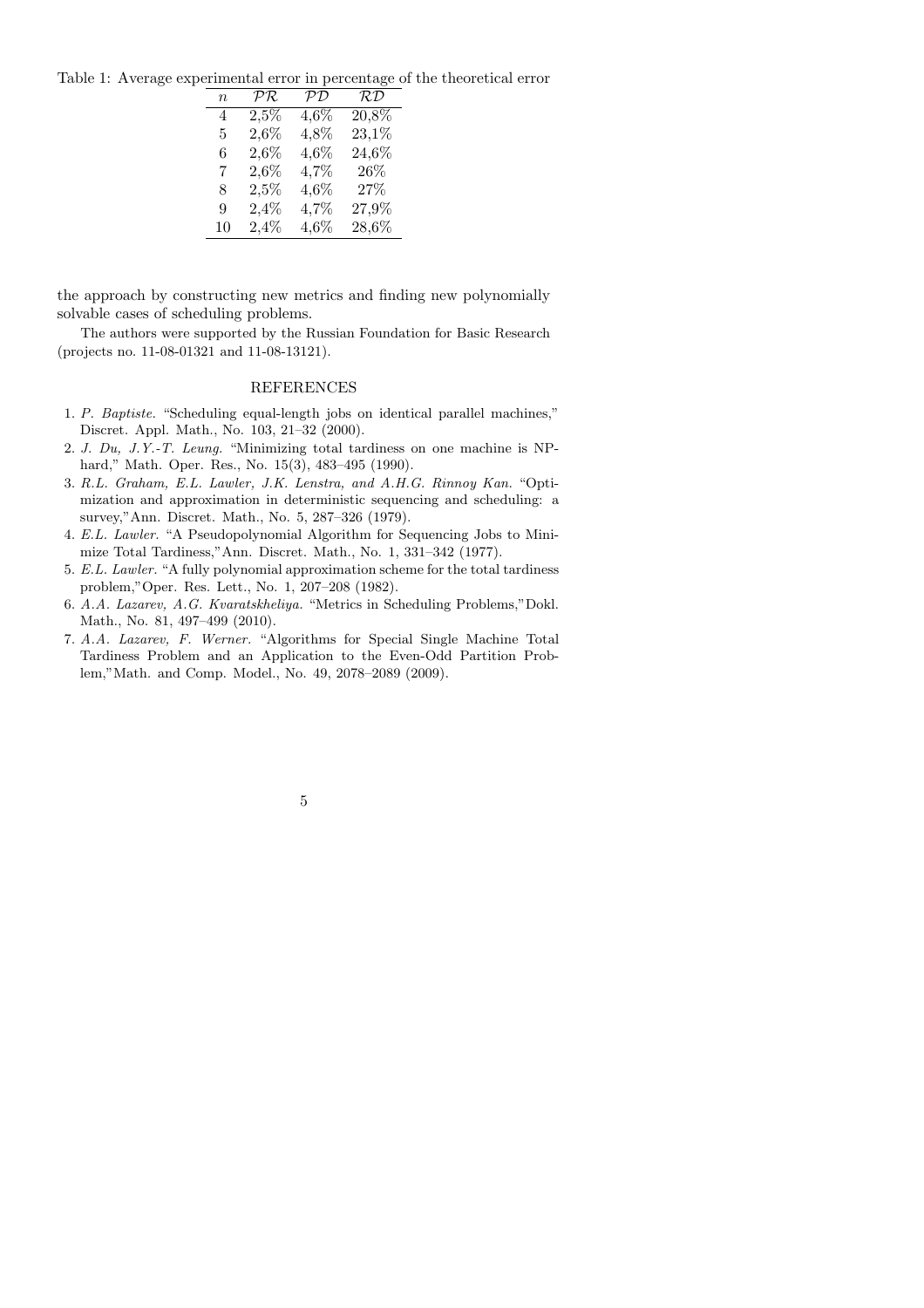Table 1: Average experimental error in percentage of the theoretical error

| $n$ | $\mathcal{PR}$ | $\mathcal{PD}$ | $\mathcal{RD}$ |
|---|---|---|---|
| 4 | 2,5% | 4,6% | 20,8% |
| 5 | 2,6% | 4,8% | 23,1% |
| 6 | 2,6% | 4,6% | 24,6% |
| 7 | 2,6% | 4,7% | 26% |
| 8 | 2,5% | 4,6% | 27% |
| 9 | 2,4% | 4,7% | 27,9% |
| 10 | 2,4% | 4,6% | 28,6% |

the approach by constructing new metrics and finding new polynomially solvable cases of scheduling problems.

The authors were supported by the Russian Foundation for Basic Research (projects no. 11-08-01321 and 11-08-13121).

## REFERENCES

1. *P. Baptiste.* "Scheduling equal-length jobs on identical parallel machines," Discret. Appl. Math., No. 103, 21–32 (2000).
2. *J. Du, J.Y.-T. Leung.* "Minimizing total tardiness on one machine is NP-hard," Math. Oper. Res., No. 15(3), 483–495 (1990).
3. *R.L. Graham, E.L. Lawler, J.K. Lenstra, and A.H.G. Rinnoy Kan.* "Optimization and approximation in deterministic sequencing and scheduling: a survey,"Ann. Discret. Math., No. 5, 287–326 (1979).
4. *E.L. Lawler.* "A Pseudopolynomial Algorithm for Sequencing Jobs to Minimize Total Tardiness,"Ann. Discret. Math., No. 1, 331–342 (1977).
5. *E.L. Lawler.* "A fully polynomial approximation scheme for the total tardiness problem,"Oper. Res. Lett., No. 1, 207–208 (1982).
6. *A.A. Lazarev, A.G. Kvaratskheliya.* "Metrics in Scheduling Problems,"Dokl. Math., No. 81, 497–499 (2010).
7. *A.A. Lazarev, F. Werner.* "Algorithms for Special Single Machine Total Tardiness Problem and an Application to the Even-Odd Partition Problem,"Math. and Comp. Model., No. 49, 2078–2089 (2009).